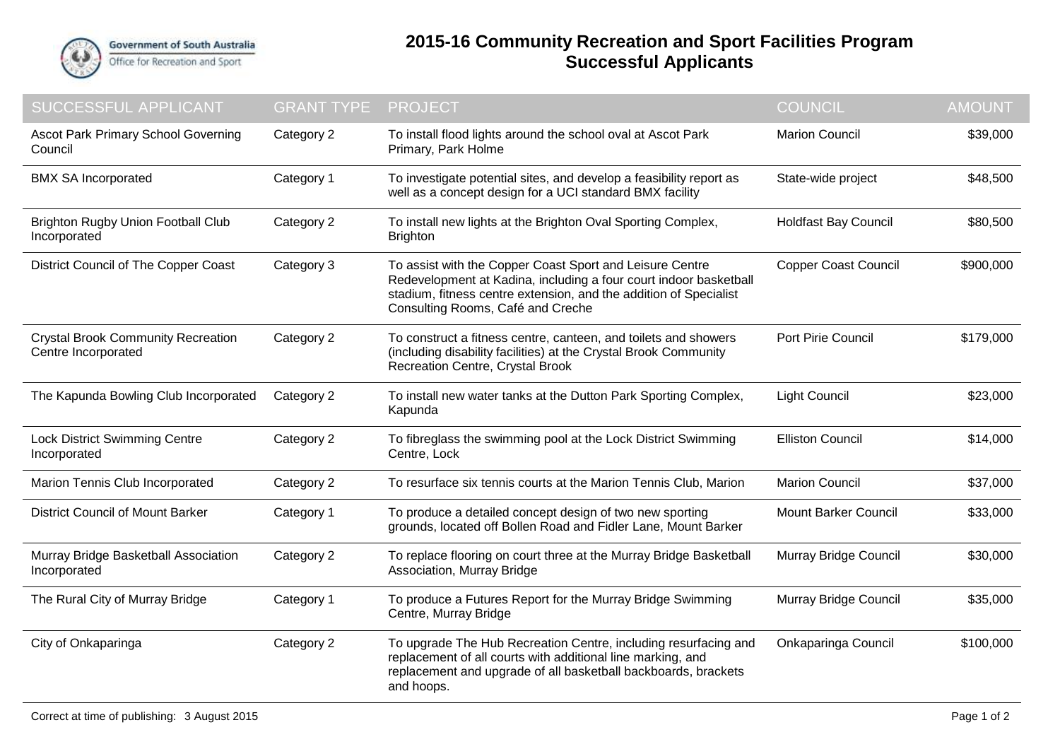Government of South Australia
Office for Recreation and Sport

# 2015-16 Community Recreation and Sport Facilities Program Successful Applicants

| SUCCESSFUL APPLICANT | GRANT TYPE | PROJECT | COUNCIL | AMOUNT |
|---|---|---|---|---|
| Ascot Park Primary School Governing Council | Category 2 | To install flood lights around the school oval at Ascot Park Primary, Park Holme | Marion Council | $39,000 |
| BMX SA Incorporated | Category 1 | To investigate potential sites, and develop a feasibility report as well as a concept design for a UCI standard BMX facility | State-wide project | $48,500 |
| Brighton Rugby Union Football Club Incorporated | Category 2 | To install new lights at the Brighton Oval Sporting Complex, Brighton | Holdfast Bay Council | $80,500 |
| District Council of The Copper Coast | Category 3 | To assist with the Copper Coast Sport and Leisure Centre Redevelopment at Kadina, including a four court indoor basketball stadium, fitness centre extension, and the addition of Specialist Consulting Rooms, Café and Creche | Copper Coast Council | $900,000 |
| Crystal Brook Community Recreation Centre Incorporated | Category 2 | To construct a fitness centre, canteen, and toilets and showers (including disability facilities) at the Crystal Brook Community Recreation Centre, Crystal Brook | Port Pirie Council | $179,000 |
| The Kapunda Bowling Club Incorporated | Category 2 | To install new water tanks at the Dutton Park Sporting Complex, Kapunda | Light Council | $23,000 |
| Lock District Swimming Centre Incorporated | Category 2 | To fibreglass the swimming pool at the Lock District Swimming Centre, Lock | Elliston Council | $14,000 |
| Marion Tennis Club Incorporated | Category 2 | To resurface six tennis courts at the Marion Tennis Club, Marion | Marion Council | $37,000 |
| District Council of Mount Barker | Category 1 | To produce a detailed concept design of two new sporting grounds, located off Bollen Road and Fidler Lane, Mount Barker | Mount Barker Council | $33,000 |
| Murray Bridge Basketball Association Incorporated | Category 2 | To replace flooring on court three at the Murray Bridge Basketball Association, Murray Bridge | Murray Bridge Council | $30,000 |
| The Rural City of Murray Bridge | Category 1 | To produce a Futures Report for the Murray Bridge Swimming Centre, Murray Bridge | Murray Bridge Council | $35,000 |
| City of Onkaparinga | Category 2 | To upgrade The Hub Recreation Centre, including resurfacing and replacement of all courts with additional line marking, and replacement and upgrade of all basketball backboards, brackets and hoops. | Onkaparinga Council | $100,000 |

Correct at time of publishing: 3 August 2015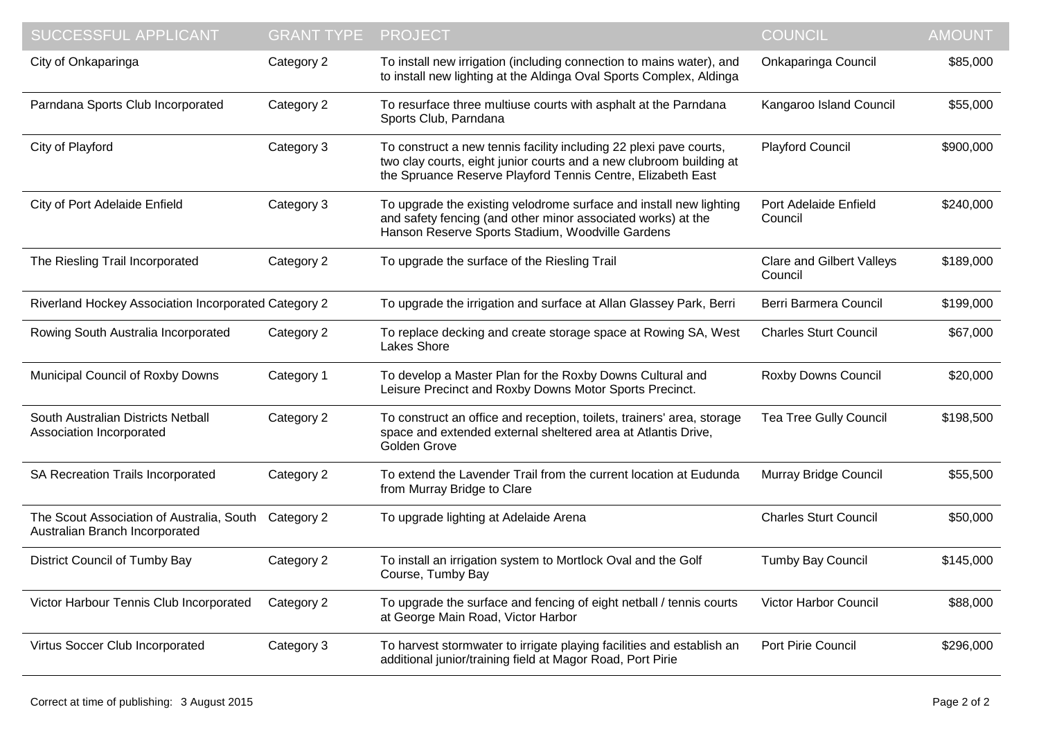| SUCCESSFUL APPLICANT | GRANT TYPE | PROJECT | COUNCIL | AMOUNT |
|---|---|---|---|---|
| City of Onkaparinga | Category 2 | To install new irrigation (including connection to mains water), and to install new lighting at the Aldinga Oval Sports Complex, Aldinga | Onkaparinga Council | $85,000 |
| Parndana Sports Club Incorporated | Category 2 | To resurface three multiuse courts with asphalt at the Parndana Sports Club, Parndana | Kangaroo Island Council | $55,000 |
| City of Playford | Category 3 | To construct a new tennis facility including 22 plexi pave courts, two clay courts, eight junior courts and a new clubroom building at the Spruance Reserve Playford Tennis Centre, Elizabeth East | Playford Council | $900,000 |
| City of Port Adelaide Enfield | Category 3 | To upgrade the existing velodrome surface and install new lighting and safety fencing (and other minor associated works) at the Hanson Reserve Sports Stadium, Woodville Gardens | Port Adelaide Enfield Council | $240,000 |
| The Riesling Trail Incorporated | Category 2 | To upgrade the surface of the Riesling Trail | Clare and Gilbert Valleys Council | $189,000 |
| Riverland Hockey Association Incorporated | Category 2 | To upgrade the irrigation and surface at Allan Glassey Park, Berri | Berri Barmera Council | $199,000 |
| Rowing South Australia Incorporated | Category 2 | To replace decking and create storage space at Rowing SA, West Lakes Shore | Charles Sturt Council | $67,000 |
| Municipal Council of Roxby Downs | Category 1 | To develop a Master Plan for the Roxby Downs Cultural and Leisure Precinct and Roxby Downs Motor Sports Precinct. | Roxby Downs Council | $20,000 |
| South Australian Districts Netball Association Incorporated | Category 2 | To construct an office and reception, toilets, trainers' area, storage space and extended external sheltered area at Atlantis Drive, Golden Grove | Tea Tree Gully Council | $198,500 |
| SA Recreation Trails Incorporated | Category 2 | To extend the Lavender Trail from the current location at Eudunda from Murray Bridge to Clare | Murray Bridge Council | $55,500 |
| The Scout Association of Australia, South Australian Branch Incorporated | Category 2 | To upgrade lighting at Adelaide Arena | Charles Sturt Council | $50,000 |
| District Council of Tumby Bay | Category 2 | To install an irrigation system to Mortlock Oval and the Golf Course, Tumby Bay | Tumby Bay Council | $145,000 |
| Victor Harbour Tennis Club Incorporated | Category 2 | To upgrade the surface and fencing of eight netball / tennis courts at George Main Road, Victor Harbor | Victor Harbor Council | $88,000 |
| Virtus Soccer Club Incorporated | Category 3 | To harvest stormwater to irrigate playing facilities and establish an additional junior/training field at Magor Road, Port Pirie | Port Pirie Council | $296,000 |

Correct at time of publishing: 3 August 2015